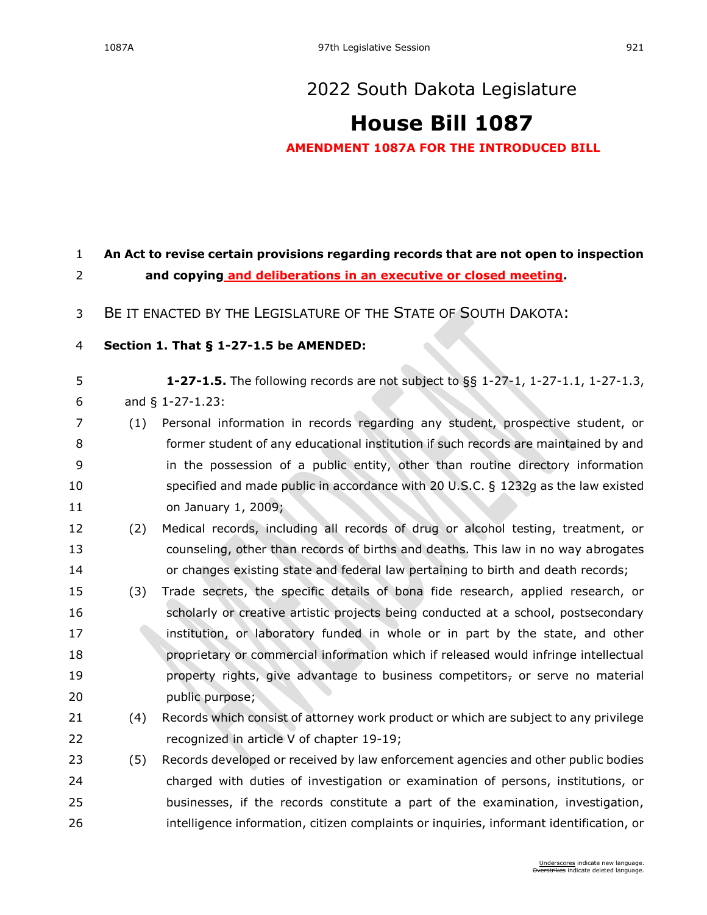# 2022 South Dakota Legislature

# House Bill 1087

**AMENDMENT 1087A FOR THE INTRODUCED BILL**

**An Act to revise certain provisions regarding records that are not open to inspection and copying <u>and deliberations in an executive or closed meeting</u>.**

BE IT ENACTED BY THE LEGISLATURE OF THE STATE OF SOUTH DAKOTA:

**Section 1. That § 1-27-1.5 be AMENDED:**

**1-27-1.5.** The following records are not subject to §§ 1-27-1, 1-27-1.1, 1-27-1.3, and § 1-27-1.23:

(1) Personal information in records regarding any student, prospective student, or former student of any educational institution if such records are maintained by and in the possession of a public entity, other than routine directory information specified and made public in accordance with 20 U.S.C. § 1232g as the law existed on January 1, 2009;

(2) Medical records, including all records of drug or alcohol testing, treatment, or counseling, other than records of births and deaths. This law in no way abrogates or changes existing state and federal law pertaining to birth and death records;

(3) Trade secrets, the specific details of bona fide research, applied research, or scholarly or creative artistic projects being conducted at a school, postsecondary institution<u>,</u> or laboratory funded in whole or in part by the state, and other proprietary or commercial information which if released would infringe intellectual property rights, give advantage to business competitors~~,~~ or serve no material public purpose;

(4) Records which consist of attorney work product or which are subject to any privilege recognized in article V of chapter 19-19;

(5) Records developed or received by law enforcement agencies and other public bodies charged with duties of investigation or examination of persons, institutions, or businesses, if the records constitute a part of the examination, investigation, intelligence information, citizen complaints or inquiries, informant identification, or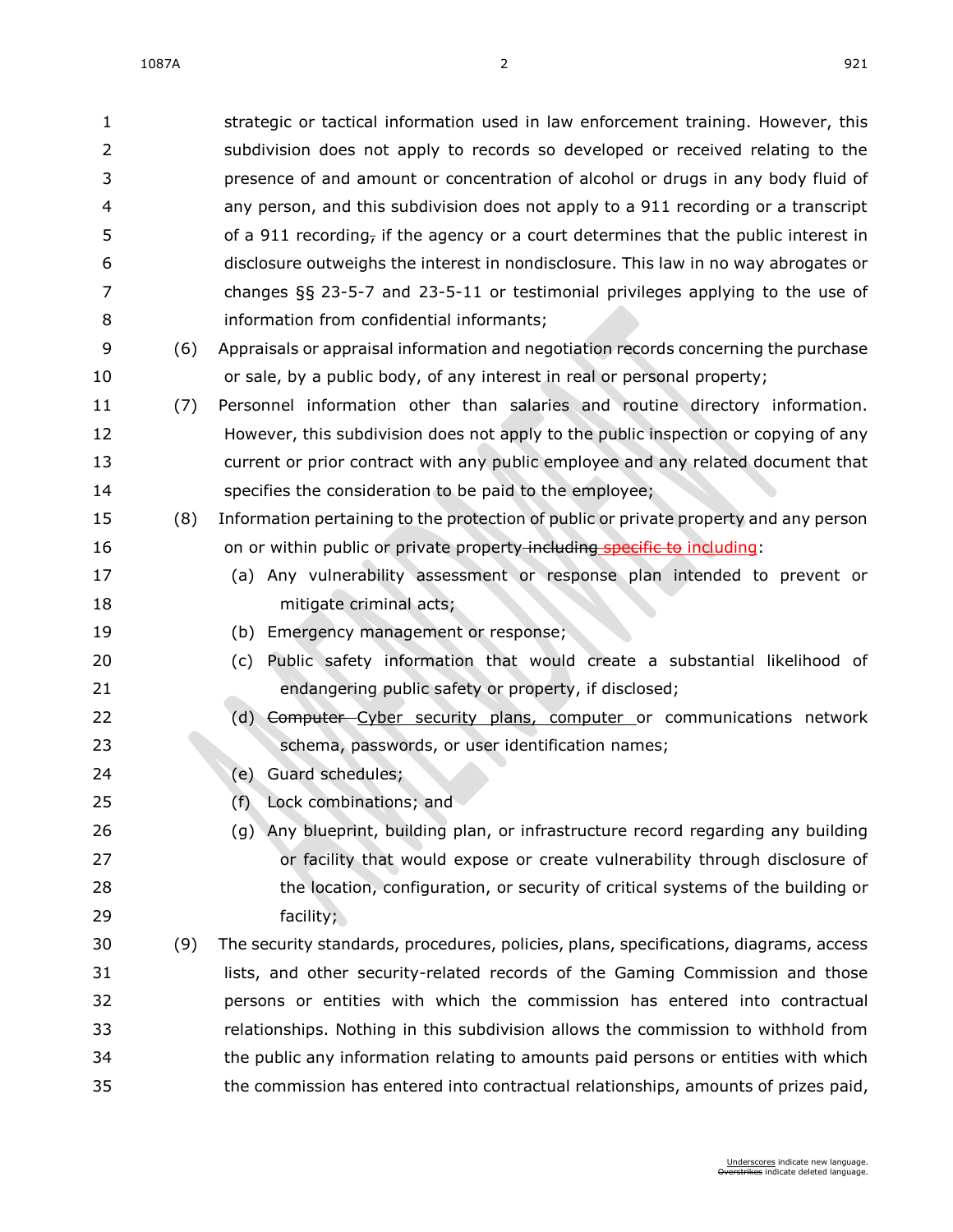strategic or tactical information used in law enforcement training. However, this subdivision does not apply to records so developed or received relating to the presence of and amount or concentration of alcohol or drugs in any body fluid of any person, and this subdivision does not apply to a 911 recording or a transcript of a 911 recording~~,~~ if the agency or a court determines that the public interest in disclosure outweighs the interest in nondisclosure. This law in no way abrogates or changes §§ 23-5-7 and 23-5-11 or testimonial privileges applying to the use of information from confidential informants;

(6) Appraisals or appraisal information and negotiation records concerning the purchase or sale, by a public body, of any interest in real or personal property;

(7) Personnel information other than salaries and routine directory information. However, this subdivision does not apply to the public inspection or copying of any current or prior contract with any public employee and any related document that specifies the consideration to be paid to the employee;

(8) Information pertaining to the protection of public or private property and any person on or within public or private property ~~including~~ ~~specific to~~ including:

(a) Any vulnerability assessment or response plan intended to prevent or mitigate criminal acts;

(b) Emergency management or response;

(c) Public safety information that would create a substantial likelihood of endangering public safety or property, if disclosed;

(d) ~~Computer~~ Cyber security plans, computer or communications network schema, passwords, or user identification names;

(e) Guard schedules;

(f) Lock combinations; and

(g) Any blueprint, building plan, or infrastructure record regarding any building or facility that would expose or create vulnerability through disclosure of the location, configuration, or security of critical systems of the building or facility;

(9) The security standards, procedures, policies, plans, specifications, diagrams, access lists, and other security-related records of the Gaming Commission and those persons or entities with which the commission has entered into contractual relationships. Nothing in this subdivision allows the commission to withhold from the public any information relating to amounts paid persons or entities with which the commission has entered into contractual relationships, amounts of prizes paid,

Underscores indicate new language.
~~Overstrikes~~ indicate deleted language.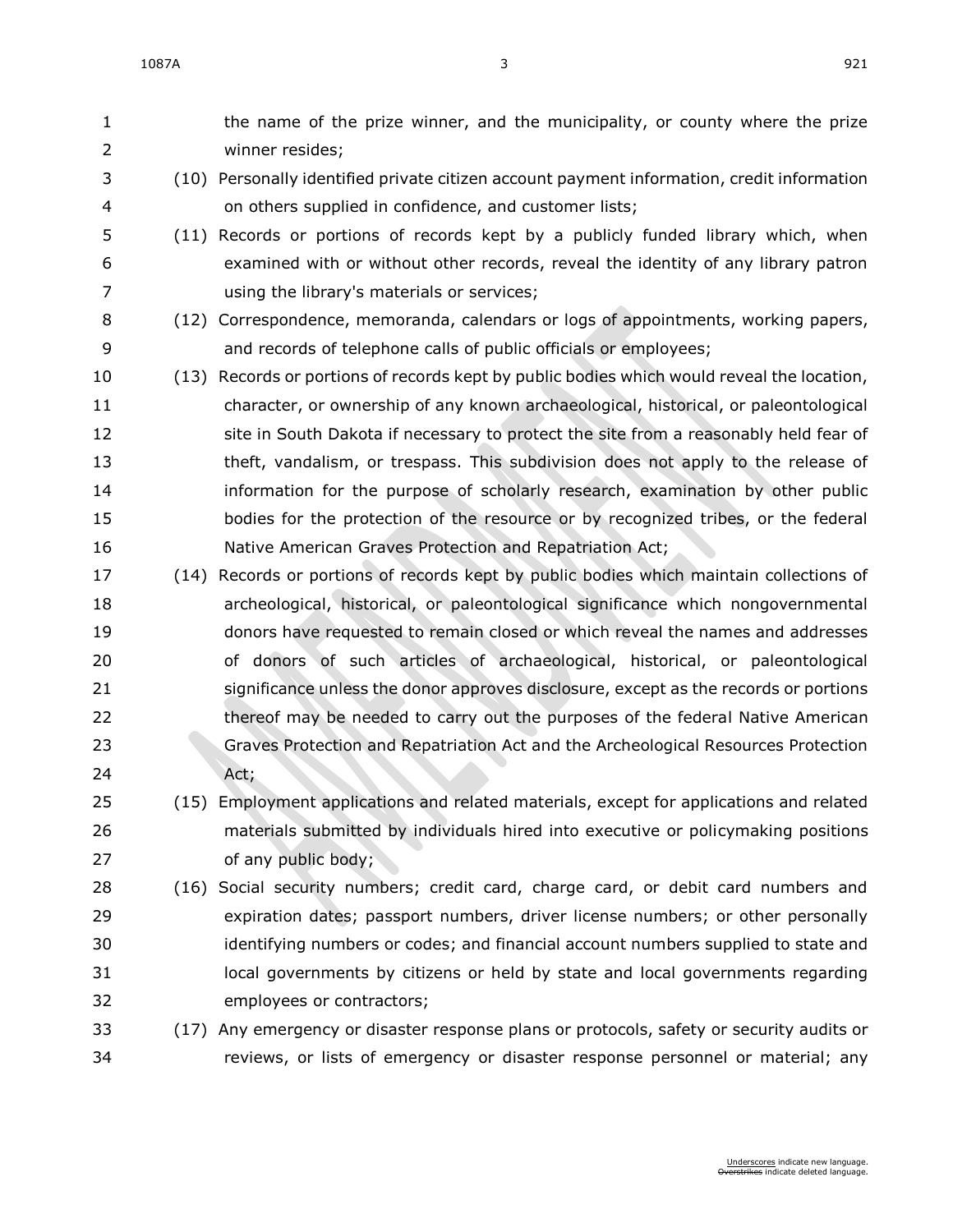the name of the prize winner, and the municipality, or county where the prize winner resides;

(10) Personally identified private citizen account payment information, credit information on others supplied in confidence, and customer lists;

(11) Records or portions of records kept by a publicly funded library which, when examined with or without other records, reveal the identity of any library patron using the library's materials or services;

(12) Correspondence, memoranda, calendars or logs of appointments, working papers, and records of telephone calls of public officials or employees;

(13) Records or portions of records kept by public bodies which would reveal the location, character, or ownership of any known archaeological, historical, or paleontological site in South Dakota if necessary to protect the site from a reasonably held fear of theft, vandalism, or trespass. This subdivision does not apply to the release of information for the purpose of scholarly research, examination by other public bodies for the protection of the resource or by recognized tribes, or the federal Native American Graves Protection and Repatriation Act;

(14) Records or portions of records kept by public bodies which maintain collections of archeological, historical, or paleontological significance which nongovernmental donors have requested to remain closed or which reveal the names and addresses of donors of such articles of archaeological, historical, or paleontological significance unless the donor approves disclosure, except as the records or portions thereof may be needed to carry out the purposes of the federal Native American Graves Protection and Repatriation Act and the Archeological Resources Protection Act;

(15) Employment applications and related materials, except for applications and related materials submitted by individuals hired into executive or policymaking positions of any public body;

(16) Social security numbers; credit card, charge card, or debit card numbers and expiration dates; passport numbers, driver license numbers; or other personally identifying numbers or codes; and financial account numbers supplied to state and local governments by citizens or held by state and local governments regarding employees or contractors;

(17) Any emergency or disaster response plans or protocols, safety or security audits or reviews, or lists of emergency or disaster response personnel or material; any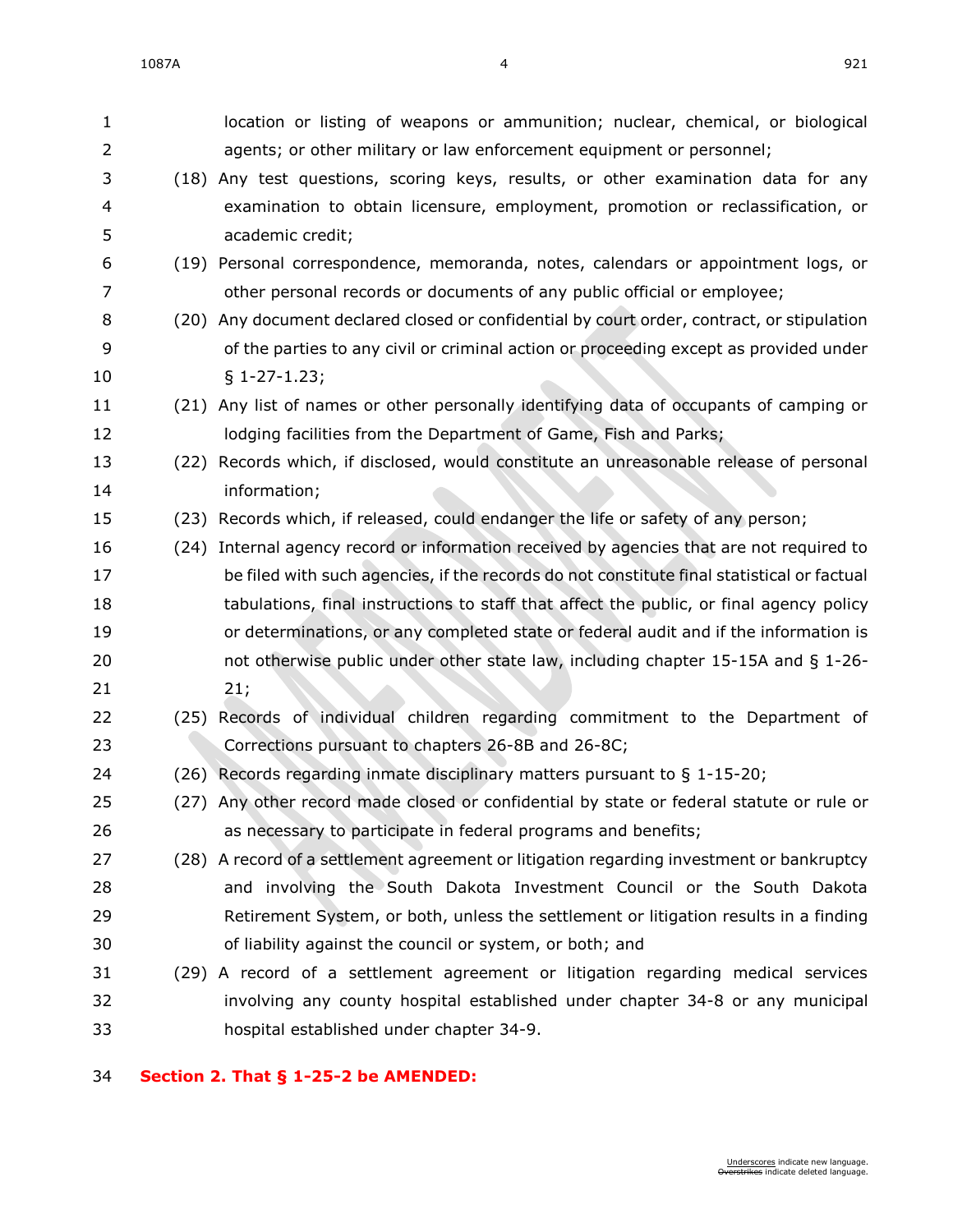location or listing of weapons or ammunition; nuclear, chemical, or biological agents; or other military or law enforcement equipment or personnel;

(18) Any test questions, scoring keys, results, or other examination data for any examination to obtain licensure, employment, promotion or reclassification, or academic credit;

(19) Personal correspondence, memoranda, notes, calendars or appointment logs, or other personal records or documents of any public official or employee;

(20) Any document declared closed or confidential by court order, contract, or stipulation of the parties to any civil or criminal action or proceeding except as provided under § 1-27-1.23;

(21) Any list of names or other personally identifying data of occupants of camping or lodging facilities from the Department of Game, Fish and Parks;

(22) Records which, if disclosed, would constitute an unreasonable release of personal information;

(23) Records which, if released, could endanger the life or safety of any person;

(24) Internal agency record or information received by agencies that are not required to be filed with such agencies, if the records do not constitute final statistical or factual tabulations, final instructions to staff that affect the public, or final agency policy or determinations, or any completed state or federal audit and if the information is not otherwise public under other state law, including chapter 15-15A and § 1-26-21;

(25) Records of individual children regarding commitment to the Department of Corrections pursuant to chapters 26-8B and 26-8C;

(26) Records regarding inmate disciplinary matters pursuant to § 1-15-20;

(27) Any other record made closed or confidential by state or federal statute or rule or as necessary to participate in federal programs and benefits;

(28) A record of a settlement agreement or litigation regarding investment or bankruptcy and involving the South Dakota Investment Council or the South Dakota Retirement System, or both, unless the settlement or litigation results in a finding of liability against the council or system, or both; and

(29) A record of a settlement agreement or litigation regarding medical services involving any county hospital established under chapter 34-8 or any municipal hospital established under chapter 34-9.

**Section 2. That § 1-25-2 be AMENDED:**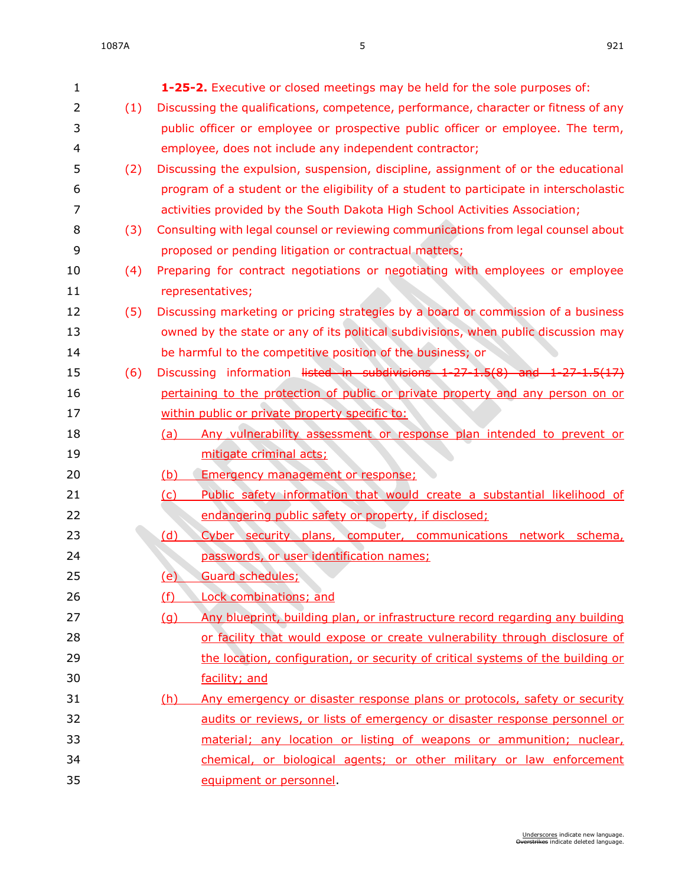**1-25-2.** Executive or closed meetings may be held for the sole purposes of:

(1) Discussing the qualifications, competence, performance, character or fitness of any public officer or employee or prospective public officer or employee. The term, employee, does not include any independent contractor;

(2) Discussing the expulsion, suspension, discipline, assignment of or the educational program of a student or the eligibility of a student to participate in interscholastic activities provided by the South Dakota High School Activities Association;

(3) Consulting with legal counsel or reviewing communications from legal counsel about proposed or pending litigation or contractual matters;

(4) Preparing for contract negotiations or negotiating with employees or employee representatives;

(5) Discussing marketing or pricing strategies by a board or commission of a business owned by the state or any of its political subdivisions, when public discussion may be harmful to the competitive position of the business; or

(6) Discussing information ~~listed in subdivisions 1-27-1.5(8) and 1-27-1.5(17)~~ <u>pertaining to the protection of public or private property and any person on or within public or private property specific to:</u>

<u>(a) Any vulnerability assessment or response plan intended to prevent or mitigate criminal acts;</u>

<u>(b) Emergency management or response;</u>

<u>(c) Public safety information that would create a substantial likelihood of endangering public safety or property, if disclosed;</u>

<u>(d) Cyber security plans, computer, communications network schema, passwords, or user identification names;</u>

<u>(e) Guard schedules;</u>

<u>(f) Lock combinations; and</u>

<u>(g) Any blueprint, building plan, or infrastructure record regarding any building or facility that would expose or create vulnerability through disclosure of the location, configuration, or security of critical systems of the building or facility; and</u>

<u>(h) Any emergency or disaster response plans or protocols, safety or security audits or reviews, or lists of emergency or disaster response personnel or material; any location or listing of weapons or ammunition; nuclear, chemical, or biological agents; or other military or law enforcement equipment or personnel</u>.

<u>Underscores</u> indicate new language.
~~Overstrikes~~ indicate deleted language.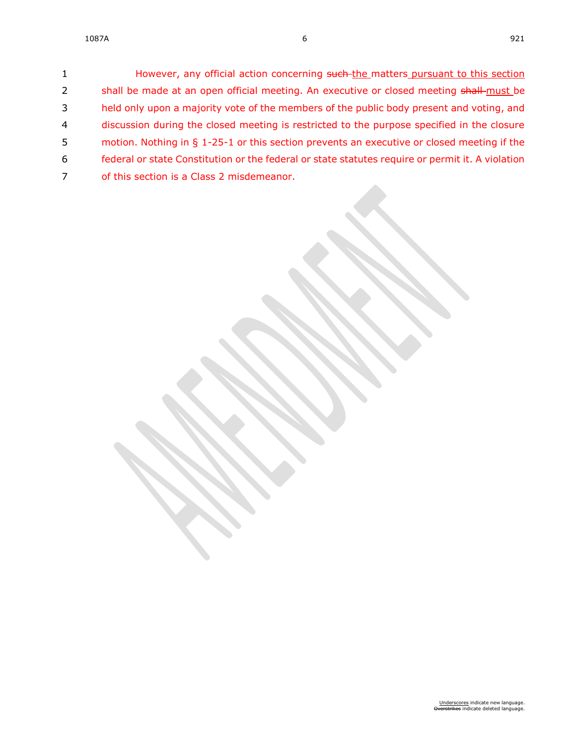However, any official action concerning ~~such~~ <u>the</u> matters <u>pursuant to this section</u> shall be made at an open official meeting. An executive or closed meeting ~~shall~~ <u>must</u> be held only upon a majority vote of the members of the public body present and voting, and discussion during the closed meeting is restricted to the purpose specified in the closure motion. Nothing in § 1-25-1 or this section prevents an executive or closed meeting if the federal or state Constitution or the federal or state statutes require or permit it. A violation of this section is a Class 2 misdemeanor.